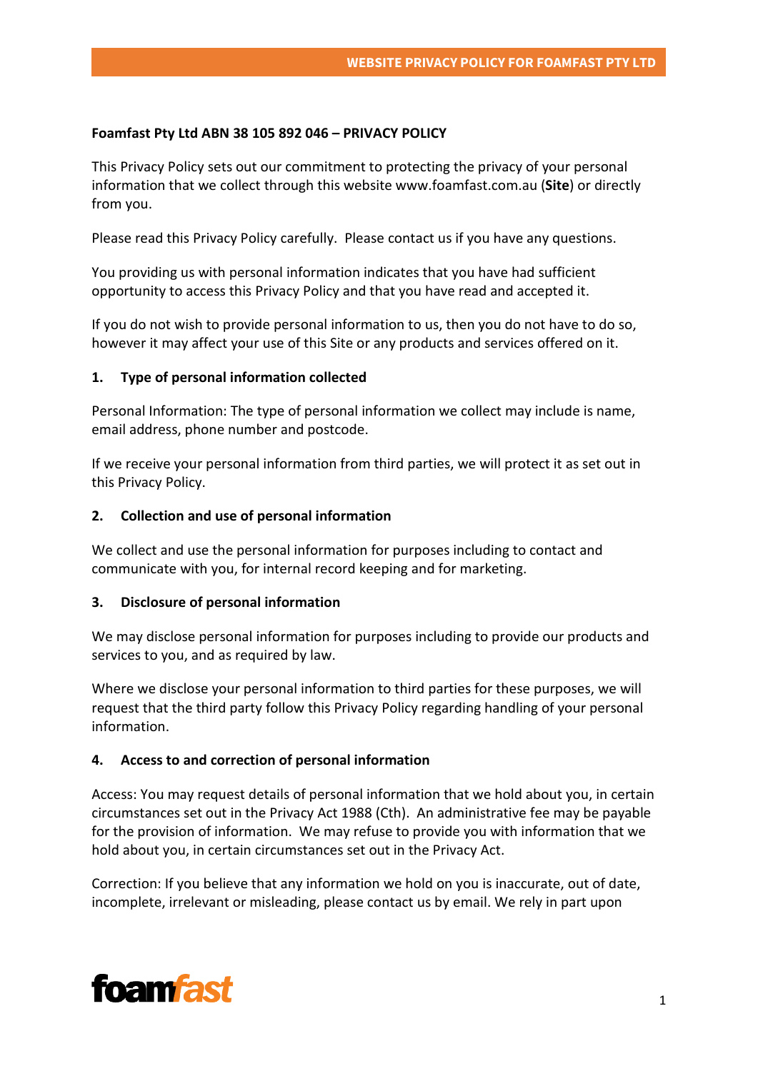**Foamfast Pty Ltd ABN 38 105 892 046 – PRIVACY POLICY**

This Privacy Policy sets out our commitment to protecting the privacy of your personal information that we collect through this website www.foamfast.com.au (**Site**) or directly from you.

Please read this Privacy Policy carefully. Please contact us if you have any questions.

You providing us with personal information indicates that you have had sufficient opportunity to access this Privacy Policy and that you have read and accepted it.

If you do not wish to provide personal information to us, then you do not have to do so, however it may affect your use of this Site or any products and services offered on it.

## 1. Type of personal information collected

Personal Information: The type of personal information we collect may include is name, email address, phone number and postcode.

If we receive your personal information from third parties, we will protect it as set out in this Privacy Policy.

## 2. Collection and use of personal information

We collect and use the personal information for purposes including to contact and communicate with you, for internal record keeping and for marketing.

## 3. Disclosure of personal information

We may disclose personal information for purposes including to provide our products and services to you, and as required by law.

Where we disclose your personal information to third parties for these purposes, we will request that the third party follow this Privacy Policy regarding handling of your personal information.

## 4. Access to and correction of personal information

Access: You may request details of personal information that we hold about you, in certain circumstances set out in the Privacy Act 1988 (Cth). An administrative fee may be payable for the provision of information. We may refuse to provide you with information that we hold about you, in certain circumstances set out in the Privacy Act.

Correction: If you believe that any information we hold on you is inaccurate, out of date, incomplete, irrelevant or misleading, please contact us by email. We rely in part upon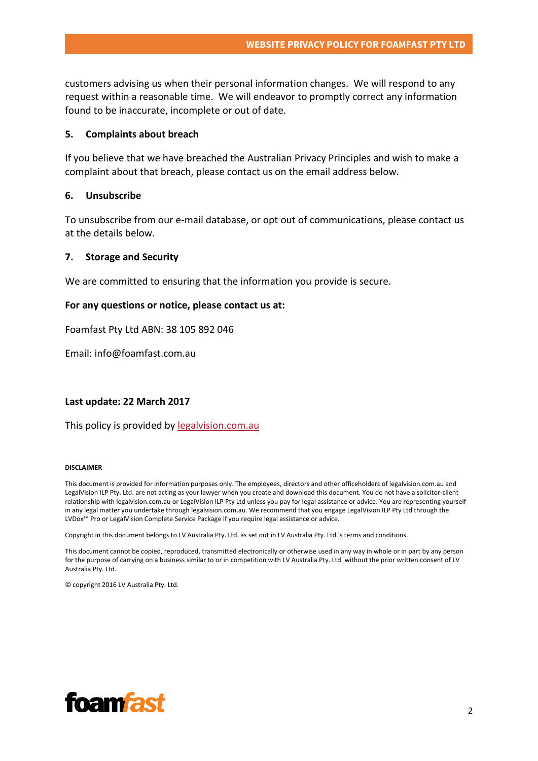customers advising us when their personal information changes. We will respond to any request within a reasonable time. We will endeavor to promptly correct any information found to be inaccurate, incomplete or out of date.

## 5. Complaints about breach

If you believe that we have breached the Australian Privacy Principles and wish to make a complaint about that breach, please contact us on the email address below.

## 6. Unsubscribe

To unsubscribe from our e-mail database, or opt out of communications, please contact us at the details below.

## 7. Storage and Security

We are committed to ensuring that the information you provide is secure.

**For any questions or notice, please contact us at:**

Foamfast Pty Ltd ABN: 38 105 892 046

Email: info@foamfast.com.au

**Last update: 22 March 2017**

This policy is provided by [legalvision.com.au](legalvision.com.au)

**DISCLAIMER**

This document is provided for information purposes only. The employees, directors and other officeholders of legalvision.com.au and LegalVision ILP Pty. Ltd. are not acting as your lawyer when you create and download this document. You do not have a solicitor-client relationship with legalvision.com.au or LegalVision ILP Pty Ltd unless you pay for legal assistance or advice. You are representing yourself in any legal matter you undertake through legalvision.com.au. We recommend that you engage LegalVision ILP Pty Ltd through the LVDox™ Pro or LegalVision Complete Service Package if you require legal assistance or advice.

Copyright in this document belongs to LV Australia Pty. Ltd. as set out in LV Australia Pty. Ltd.'s terms and conditions.

This document cannot be copied, reproduced, transmitted electronically or otherwise used in any way in whole or in part by any person for the purpose of carrying on a business similar to or in competition with LV Australia Pty. Ltd. without the prior written consent of LV Australia Pty. Ltd.

© copyright 2016 LV Australia Pty. Ltd.

foamfast